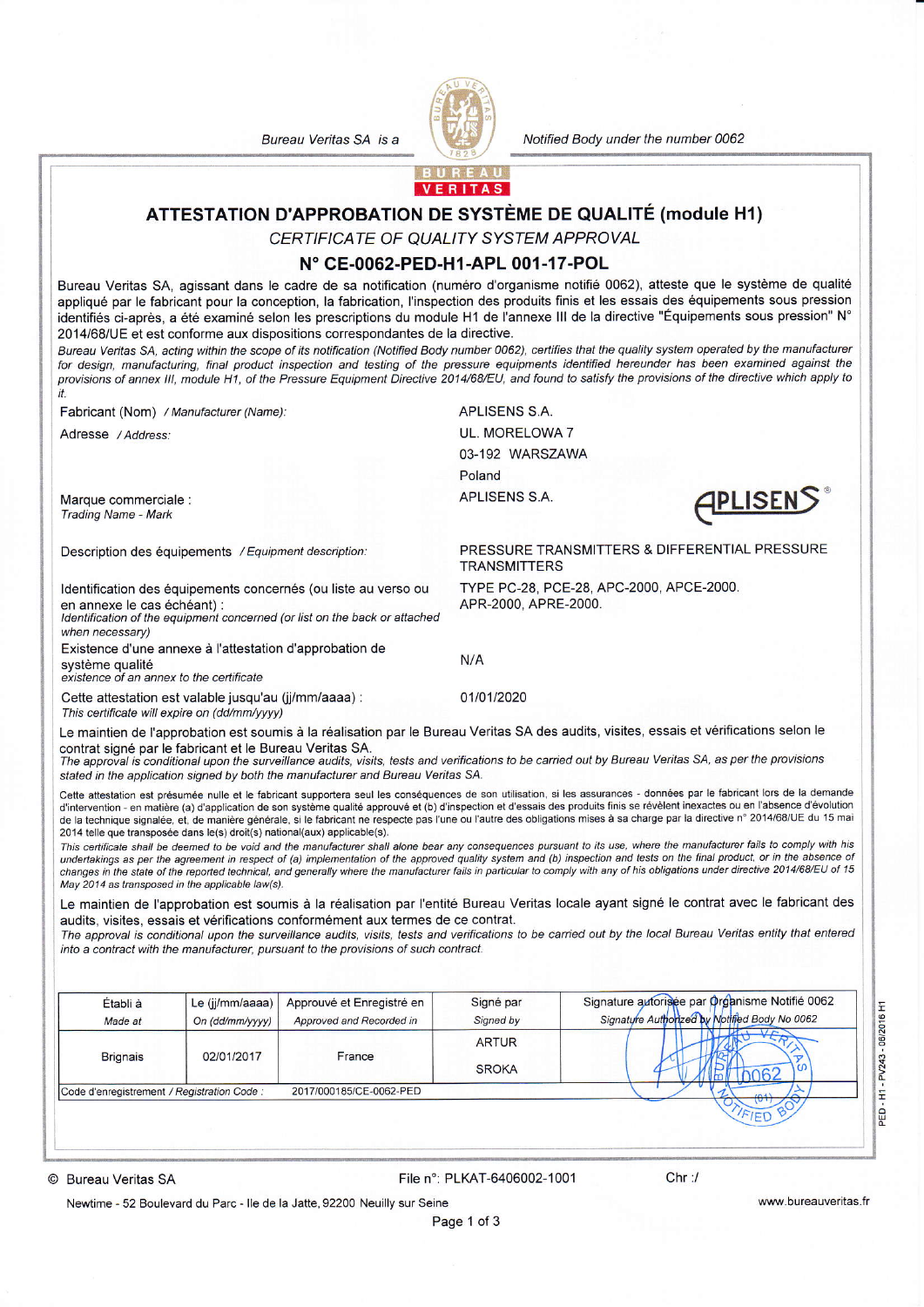Bureau Veritas SA is a Notified Body under the number 0062

# ATTESTATION D'APPROBATION DE SYSTÈME DE QUALITÉ (module H1)

*CERTIFICATE OF QUALITY SYSTEM APPROVAL*

## N° CE-0062-PED-H1-APL 001-17-POL

Bureau Veritas SA, agissant dans le cadre de sa notification (numéro d'organisme notifié 0062), atteste que le système de qualité appliqué par le fabricant pour la conception, la fabrication, l'inspection des produits finis et les essais des équipements sous pression identifiés ci-après, a été examiné selon les prescriptions du module H1 de l'annexe III de la directive "Équipements sous pression" N° 2014/68/UE et est conforme aux dispositions correspondantes de la directive.

*Bureau Veritas SA, acting within the scope of its notification (Notified Body number 0062), certifies that the quality system operated by the manufacturer for design, manufacturing, final product inspection and testing of the pressure equipments identified hereunder has been examined against the provisions of annex III, module H1, of the Pressure Equipment Directive 2014/68/EU, and found to satisfy the provisions of the directive which apply to it.*

| | |
|---|---|
| Fabricant (Nom) / *Manufacturer (Name):* | APLISENS S.A. |
| Adresse / *Address:* | UL. MORELOWA 7<br>03-192 WARSZAWA<br>Poland |
| Marque commerciale :<br>*Trading Name - Mark* | APLISENS S.A. |
| Description des équipements / *Equipment description:* | PRESSURE TRANSMITTERS & DIFFERENTIAL PRESSURE TRANSMITTERS |
| Identification des équipements concernés (ou liste au verso ou en annexe le cas échéant) :<br>*Identification of the equipment concerned (or list on the back or attached when necessary)* | TYPE PC-28, PCE-28, APC-2000, APCE-2000. APR-2000, APRE-2000. |
| Existence d'une annexe à l'attestation d'approbation de système qualité<br>*existence of an annex to the certificate* | N/A |
| Cette attestation est valable jusqu'au (jj/mm/aaaa) :<br>*This certificate will expire on (dd/mm/yyyy)* | 01/01/2020 |

Le maintien de l'approbation est soumis à la réalisation par le Bureau Veritas SA des audits, visites, essais et vérifications selon le contrat signé par le fabricant et le Bureau Veritas SA.

*The approval is conditional upon the surveillance audits, visits, tests and verifications to be carried out by Bureau Veritas SA, as per the provisions stated in the application signed by both the manufacturer and Bureau Veritas SA.*

Cette attestation est présumée nulle et le fabricant supportera seul les conséquences de son utilisation, si les assurances - données par le fabricant lors de la demande d'intervention - en matière (a) d'application de son système qualité approuvé et (b) d'inspection et d'essais des produits finis se révèlent inexactes ou en l'absence d'évolution de la technique signalée, et, de manière générale, si le fabricant ne respecte pas l'une ou l'autre des obligations mises à sa charge par la directive n° 2014/68/UE du 15 mai 2014 telle que transposée dans le(s) droit(s) national(aux) applicable(s).

*This certificate shall be deemed to be void and the manufacturer shall alone bear any consequences pursuant to its use, where the manufacturer fails to comply with his undertakings as per the agreement in respect of (a) implementation of the approved quality system and (b) inspection and tests on the final product, or in the absence of changes in the state of the reported technical, and generally where the manufacturer fails in particular to comply with any of his obligations under directive 2014/68/EU of 15 May 2014 as transposed in the applicable law(s).*

Le maintien de l'approbation est soumis à la réalisation par l'entité Bureau Veritas locale ayant signé le contrat avec le fabricant des audits, visites, essais et vérifications conformément aux termes de ce contrat.

*The approval is conditional upon the surveillance audits, visits, tests and verifications to be carried out by the local Bureau Veritas entity that entered into a contract with the manufacturer, pursuant to the provisions of such contract.*

| Établi à<br>*Made at* | Le (jj/mm/aaaa)<br>*On (dd/mm/yyyy)* | Approuvé et Enregistré en<br>*Approved and Recorded in* | Signé par<br>*Signed by* | Signature autorisée par Organisme Notifié 0062<br>*Signature Authorized by Notified Body No 0062* |
|---|---|---|---|---|
| Brignais | 02/01/2017 | France | ARTUR SROKA | |
| Code d'enregistrement / *Registration Code :* | 2017/000185/CE-0062-PED | | | |

PED - H1 - PV243 - 08/2016 H1

© Bureau Veritas SA — File n°: PLKAT-6406002-1001 — Chr :/

Newtime - 52 Boulevard du Parc - Ile de la Jatte, 92200 Neuilly sur Seine — www.bureauveritas.fr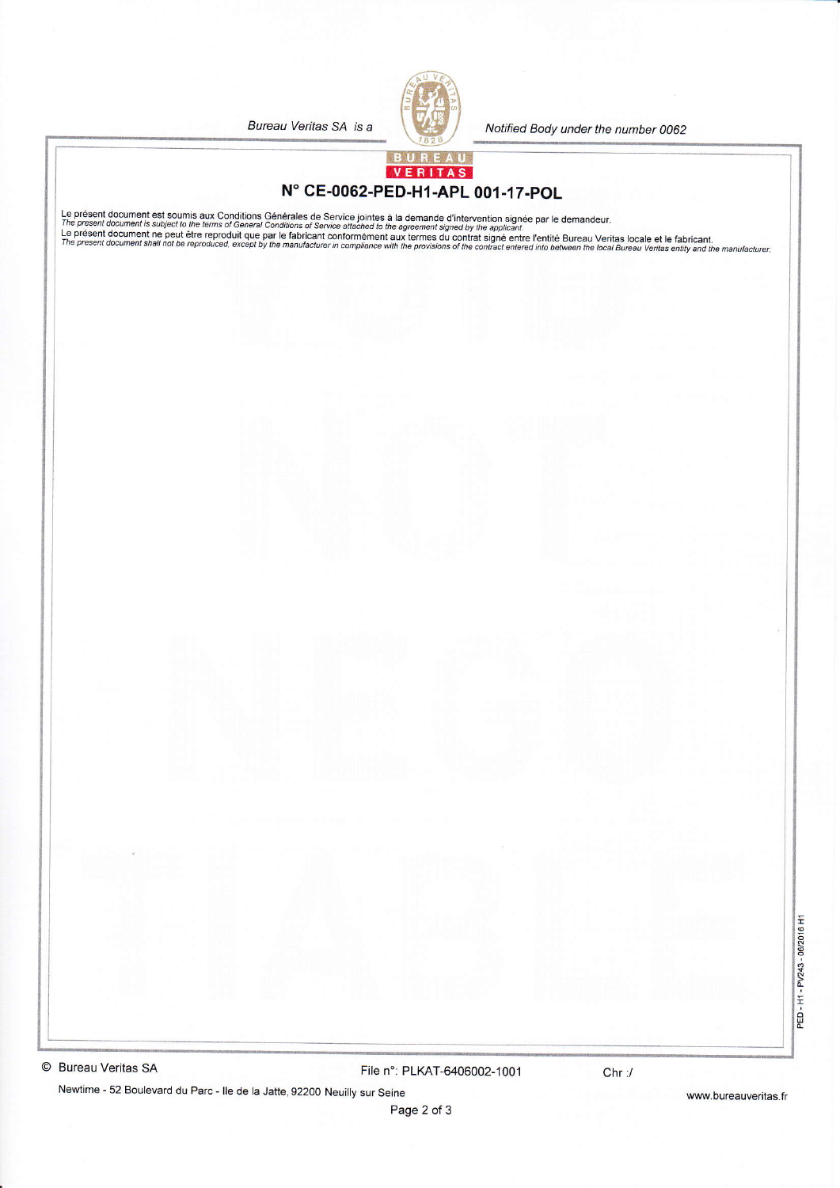Bureau Veritas SA is a Notified Body under the number 0062

# N° CE-0062-PED-H1-APL 001-17-POL

Le présent document est soumis aux Conditions Générales de Service jointes à la demande d'intervention signée par le demandeur.
*The present document is subject to the terms of General Conditions of Service attached to the agreement signed by the applicant.*
Le présent document ne peut être reproduit que par le fabricant conformément aux termes du contrat signé entre l'entité Bureau Veritas locale et le fabricant.
*The present document shall not be reproduced, except by the manufacturer in compliance with the provisions of the contract entered into between the local Bureau Veritas entity and the manufacturer.*

PED - H1 - PV243 - 06/2016 H1

© Bureau Veritas SA

File n°: PLKAT-6406002-1001

Chr :/

Newtime - 52 Boulevard du Parc - Ile de la Jatte, 92200 Neuilly sur Seine

www.bureauveritas.fr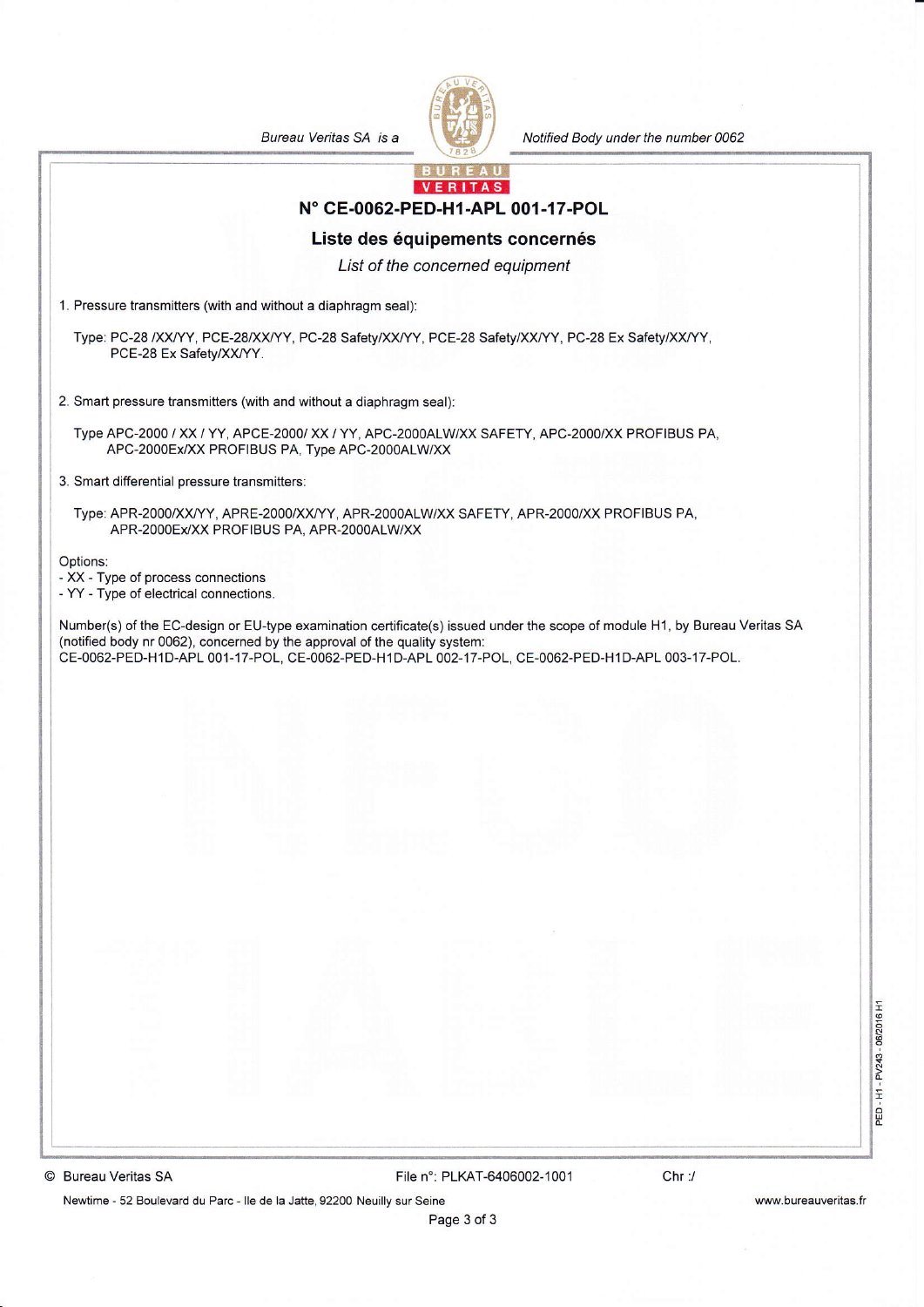Bureau Veritas SA is a Notified Body under the number 0062

# N° CE-0062-PED-H1-APL 001-17-POL

## Liste des équipements concernés

*List of the concerned equipment*

1. Pressure transmitters (with and without a diaphragm seal):

   Type: PC-28 /XX/YY, PCE-28/XX/YY, PC-28 Safety/XX/YY, PCE-28 Safety/XX/YY, PC-28 Ex Safety/XX/YY, PCE-28 Ex Safety/XX/YY.

2. Smart pressure transmitters (with and without a diaphragm seal):

   Type APC-2000 / XX / YY, APCE-2000/ XX / YY, APC-2000ALW/XX SAFETY, APC-2000/XX PROFIBUS PA, APC-2000Ex/XX PROFIBUS PA, Type APC-2000ALW/XX

3. Smart differential pressure transmitters:

   Type: APR-2000/XX/YY, APRE-2000/XX/YY, APR-2000ALW/XX SAFETY, APR-2000/XX PROFIBUS PA, APR-2000Ex/XX PROFIBUS PA, APR-2000ALW/XX

Options:
- XX - Type of process connections
- YY - Type of electrical connections.

Number(s) of the EC-design or EU-type examination certificate(s) issued under the scope of module H1, by Bureau Veritas SA (notified body nr 0062), concerned by the approval of the quality system:
CE-0062-PED-H1D-APL 001-17-POL, CE-0062-PED-H1D-APL 002-17-POL, CE-0062-PED-H1D-APL 003-17-POL.

PED - H1 - PV243 - 06/2016 H1

© Bureau Veritas SA File n°: PLKAT-6406002-1001 Chr :/

Newtime - 52 Boulevard du Parc - Ile de la Jatte, 92200 Neuilly sur Seine www.bureauveritas.fr